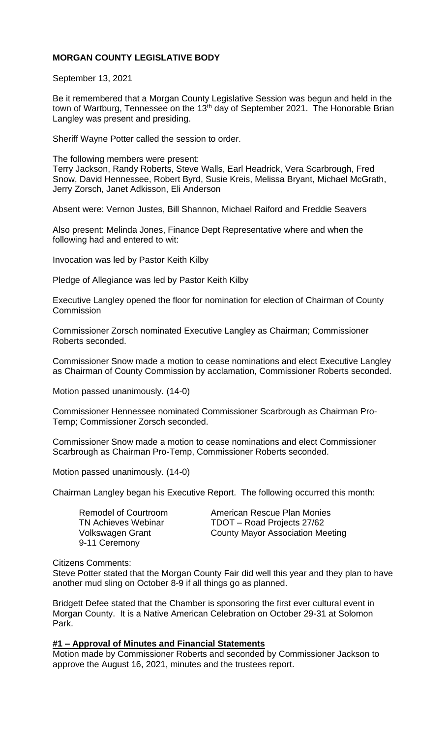**MORGAN COUNTY LEGISLATIVE BODY**

September 13, 2021

Be it remembered that a Morgan County Legislative Session was begun and held in the town of Wartburg, Tennessee on the 13th day of September 2021. The Honorable Brian Langley was present and presiding.

Sheriff Wayne Potter called the session to order.

The following members were present:
Terry Jackson, Randy Roberts, Steve Walls, Earl Headrick, Vera Scarbrough, Fred Snow, David Hennessee, Robert Byrd, Susie Kreis, Melissa Bryant, Michael McGrath, Jerry Zorsch, Janet Adkisson, Eli Anderson

Absent were: Vernon Justes, Bill Shannon, Michael Raiford and Freddie Seavers

Also present: Melinda Jones, Finance Dept Representative where and when the following had and entered to wit:

Invocation was led by Pastor Keith Kilby

Pledge of Allegiance was led by Pastor Keith Kilby

Executive Langley opened the floor for nomination for election of Chairman of County Commission

Commissioner Zorsch nominated Executive Langley as Chairman; Commissioner Roberts seconded.

Commissioner Snow made a motion to cease nominations and elect Executive Langley as Chairman of County Commission by acclamation, Commissioner Roberts seconded.

Motion passed unanimously. (14-0)

Commissioner Hennessee nominated Commissioner Scarbrough as Chairman Pro-Temp; Commissioner Zorsch seconded.

Commissioner Snow made a motion to cease nominations and elect Commissioner Scarbrough as Chairman Pro-Temp, Commissioner Roberts seconded.

Motion passed unanimously. (14-0)

Chairman Langley began his Executive Report. The following occurred this month:

| | |
|---|---|
| Remodel of Courtroom | American Rescue Plan Monies |
| TN Achieves Webinar | TDOT – Road Projects 27/62 |
| Volkswagen Grant | County Mayor Association Meeting |
| 9-11 Ceremony | |

Citizens Comments:
Steve Potter stated that the Morgan County Fair did well this year and they plan to have another mud sling on October 8-9 if all things go as planned.

Bridgett Defee stated that the Chamber is sponsoring the first ever cultural event in Morgan County. It is a Native American Celebration on October 29-31 at Solomon Park.

**#1 – Approval of Minutes and Financial Statements**
Motion made by Commissioner Roberts and seconded by Commissioner Jackson to approve the August 16, 2021, minutes and the trustees report.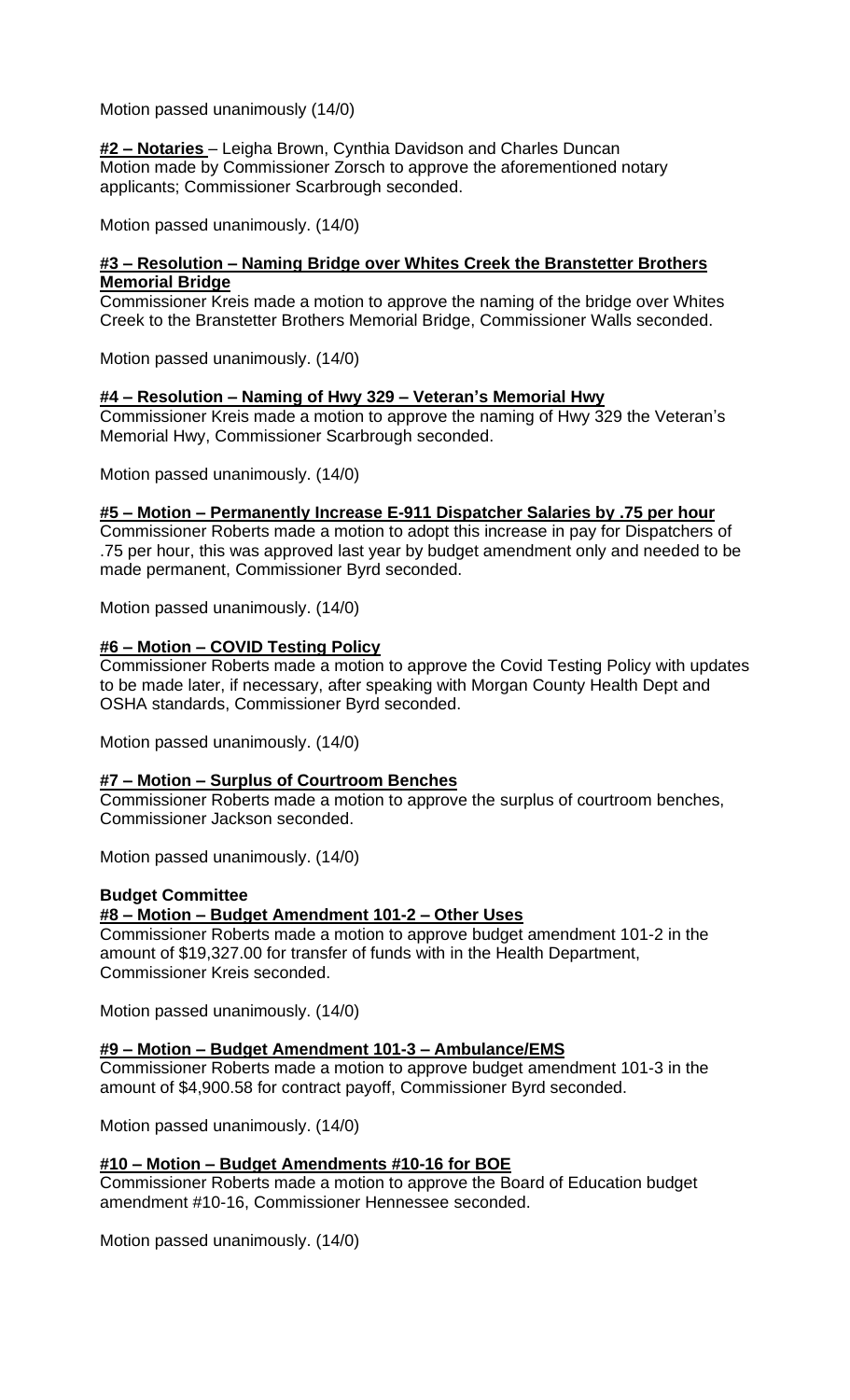Motion passed unanimously (14/0)

**#2 – Notaries** – Leigha Brown, Cynthia Davidson and Charles Duncan
Motion made by Commissioner Zorsch to approve the aforementioned notary applicants; Commissioner Scarbrough seconded.

Motion passed unanimously. (14/0)

**#3 – Resolution – Naming Bridge over Whites Creek the Branstetter Brothers Memorial Bridge**
Commissioner Kreis made a motion to approve the naming of the bridge over Whites Creek to the Branstetter Brothers Memorial Bridge, Commissioner Walls seconded.

Motion passed unanimously. (14/0)

**#4 – Resolution – Naming of Hwy 329 – Veteran's Memorial Hwy**
Commissioner Kreis made a motion to approve the naming of Hwy 329 the Veteran's Memorial Hwy, Commissioner Scarbrough seconded.

Motion passed unanimously. (14/0)

**#5 – Motion – Permanently Increase E-911 Dispatcher Salaries by .75 per hour**
Commissioner Roberts made a motion to adopt this increase in pay for Dispatchers of .75 per hour, this was approved last year by budget amendment only and needed to be made permanent, Commissioner Byrd seconded.

Motion passed unanimously. (14/0)

**#6 – Motion – COVID Testing Policy**
Commissioner Roberts made a motion to approve the Covid Testing Policy with updates to be made later, if necessary, after speaking with Morgan County Health Dept and OSHA standards, Commissioner Byrd seconded.

Motion passed unanimously. (14/0)

**#7 – Motion – Surplus of Courtroom Benches**
Commissioner Roberts made a motion to approve the surplus of courtroom benches, Commissioner Jackson seconded.

Motion passed unanimously. (14/0)

**Budget Committee**

**#8 – Motion – Budget Amendment 101-2 – Other Uses**
Commissioner Roberts made a motion to approve budget amendment 101-2 in the amount of $19,327.00 for transfer of funds with in the Health Department, Commissioner Kreis seconded.

Motion passed unanimously. (14/0)

**#9 – Motion – Budget Amendment 101-3 – Ambulance/EMS**
Commissioner Roberts made a motion to approve budget amendment 101-3 in the amount of $4,900.58 for contract payoff, Commissioner Byrd seconded.

Motion passed unanimously. (14/0)

**#10 – Motion – Budget Amendments #10-16 for BOE**
Commissioner Roberts made a motion to approve the Board of Education budget amendment #10-16, Commissioner Hennessee seconded.

Motion passed unanimously. (14/0)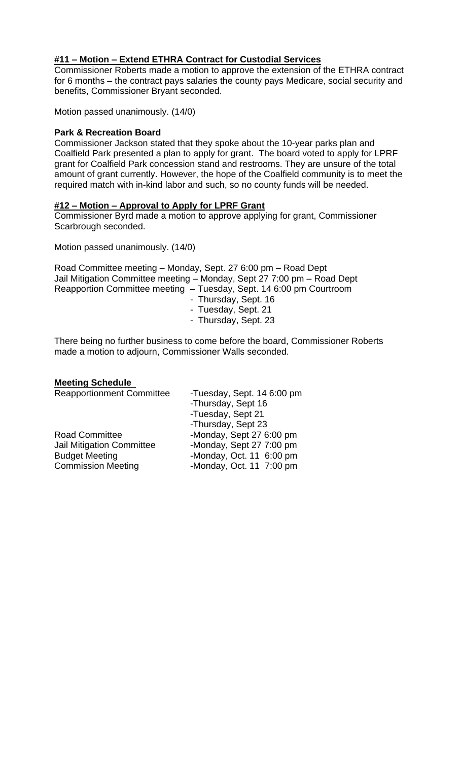**#11 – Motion – Extend ETHRA Contract for Custodial Services**

Commissioner Roberts made a motion to approve the extension of the ETHRA contract for 6 months – the contract pays salaries the county pays Medicare, social security and benefits, Commissioner Bryant seconded.

Motion passed unanimously. (14/0)

**Park & Recreation Board**

Commissioner Jackson stated that they spoke about the 10-year parks plan and Coalfield Park presented a plan to apply for grant. The board voted to apply for LPRF grant for Coalfield Park concession stand and restrooms. They are unsure of the total amount of grant currently. However, the hope of the Coalfield community is to meet the required match with in-kind labor and such, so no county funds will be needed.

**#12 – Motion – Approval to Apply for LPRF Grant**

Commissioner Byrd made a motion to approve applying for grant, Commissioner Scarbrough seconded.

Motion passed unanimously. (14/0)

Road Committee meeting – Monday, Sept. 27 6:00 pm – Road Dept
Jail Mitigation Committee meeting – Monday, Sept 27 7:00 pm – Road Dept
Reapportion Committee meeting – Tuesday, Sept. 14 6:00 pm Courtroom
- Thursday, Sept. 16
- Tuesday, Sept. 21
- Thursday, Sept. 23

There being no further business to come before the board, Commissioner Roberts made a motion to adjourn, Commissioner Walls seconded.

**Meeting Schedule**

| | |
|---|---|
| Reapportionment Committee | -Tuesday, Sept. 14 6:00 pm |
| | -Thursday, Sept 16 |
| | -Tuesday, Sept 21 |
| | -Thursday, Sept 23 |
| Road Committee | -Monday, Sept 27 6:00 pm |
| Jail Mitigation Committee | -Monday, Sept 27 7:00 pm |
| Budget Meeting | -Monday, Oct. 11 6:00 pm |
| Commission Meeting | -Monday, Oct. 11 7:00 pm |